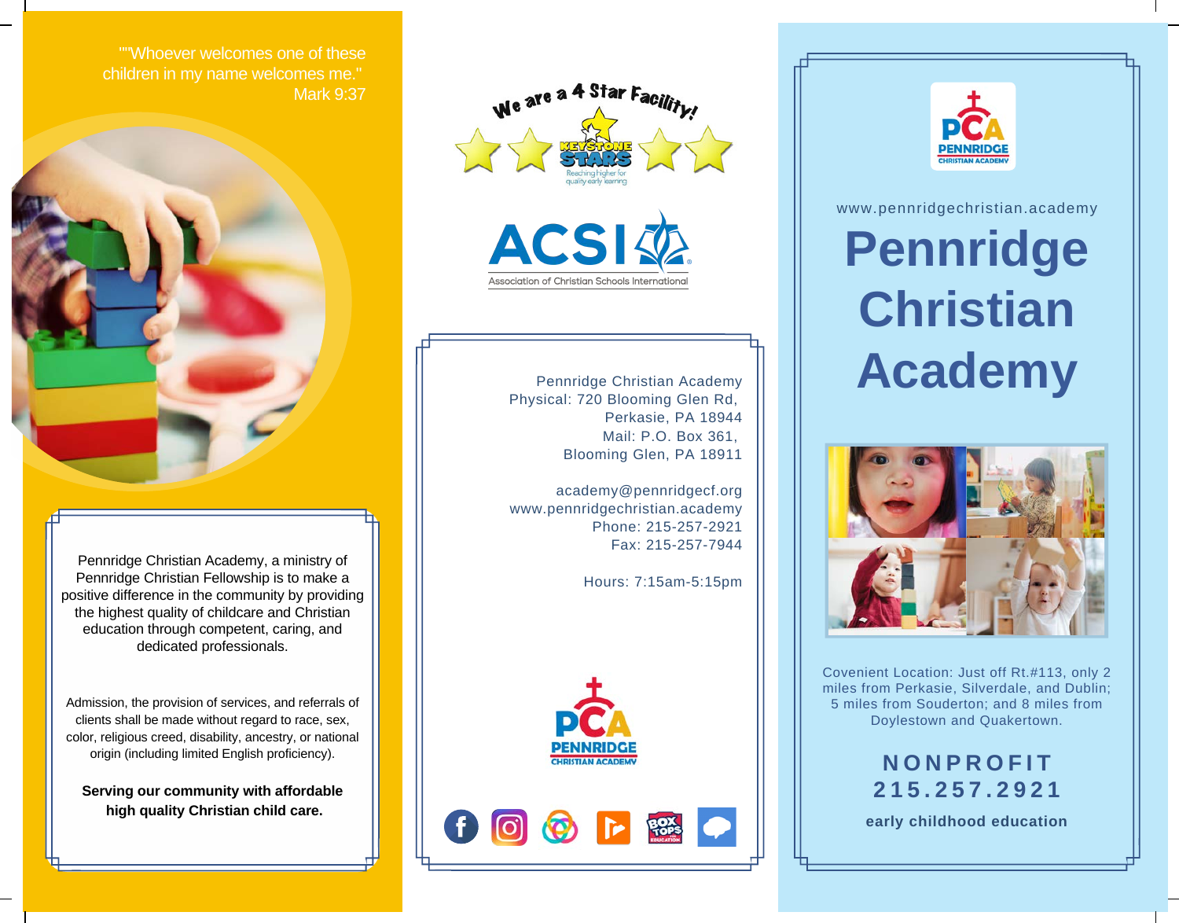""Whoever welcomes one of these children in my name welcomes me."
Mark 9:37

Pennridge Christian Academy, a ministry of Pennridge Christian Fellowship is to make a positive difference in the community by providing the highest quality of childcare and Christian education through competent, caring, and dedicated professionals.

Admission, the provision of services, and referrals of clients shall be made without regard to race, sex, color, religious creed, disability, ancestry, or national origin (including limited English proficiency).

**Serving our community with affordable high quality Christian child care.**

We are a 4 Star Facility!

KEYSTONE STARS
Reaching higher for quality early learning

ACSI
Association of Christian Schools International

Pennridge Christian Academy
Physical: 720 Blooming Glen Rd,
Perkasie, PA 18944
Mail: P.O. Box 361,
Blooming Glen, PA 18911

academy@pennridgecf.org
www.pennridgechristian.academy
Phone: 215-257-2921
Fax: 215-257-7944

Hours: 7:15am-5:15pm

PCA
PENNRIDGE CHRISTIAN ACADEMY

PCA
PENNRIDGE CHRISTIAN ACADEMY

www.pennridgechristian.academy

# Pennridge Christian Academy

Covenient Location: Just off Rt.#113, only 2 miles from Perkasie, Silverdale, and Dublin; 5 miles from Souderton; and 8 miles from Doylestown and Quakertown.

**NONPROFIT**
**215.257.2921**

**early childhood education**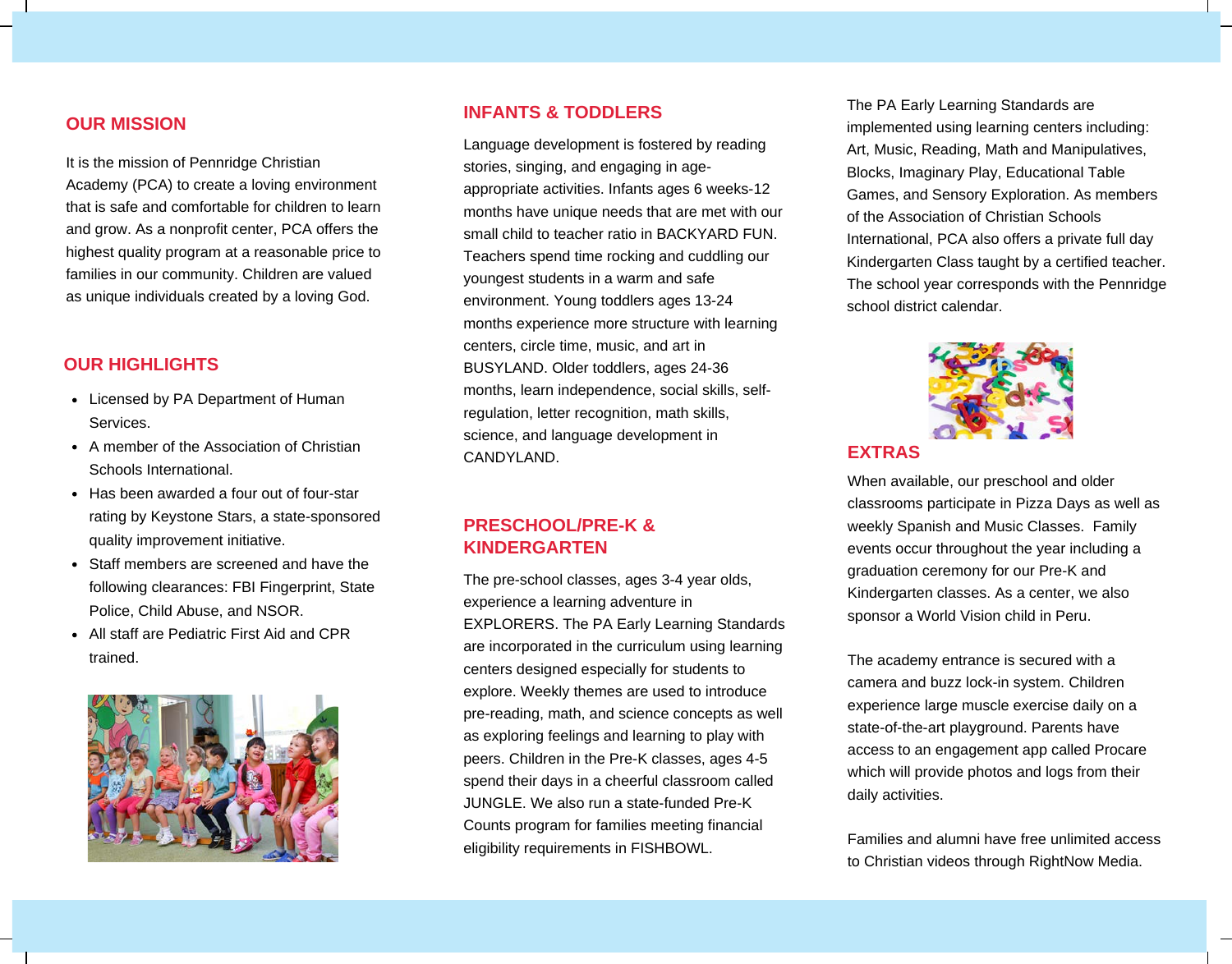## OUR MISSION

It is the mission of Pennridge Christian Academy (PCA) to create a loving environment that is safe and comfortable for children to learn and grow. As a nonprofit center, PCA offers the highest quality program at a reasonable price to families in our community. Children are valued as unique individuals created by a loving God.

## OUR HIGHLIGHTS

- Licensed by PA Department of Human Services.
- A member of the Association of Christian Schools International.
- Has been awarded a four out of four-star rating by Keystone Stars, a state-sponsored quality improvement initiative.
- Staff members are screened and have the following clearances: FBI Fingerprint, State Police, Child Abuse, and NSOR.
- All staff are Pediatric First Aid and CPR trained.

## INFANTS & TODDLERS

Language development is fostered by reading stories, singing, and engaging in age-appropriate activities. Infants ages 6 weeks-12 months have unique needs that are met with our small child to teacher ratio in BACKYARD FUN. Teachers spend time rocking and cuddling our youngest students in a warm and safe environment. Young toddlers ages 13-24 months experience more structure with learning centers, circle time, music, and art in BUSYLAND. Older toddlers, ages 24-36 months, learn independence, social skills, self-regulation, letter recognition, math skills, science, and language development in CANDYLAND.

## PRESCHOOL/PRE-K & KINDERGARTEN

The pre-school classes, ages 3-4 year olds, experience a learning adventure in EXPLORERS. The PA Early Learning Standards are incorporated in the curriculum using learning centers designed especially for students to explore. Weekly themes are used to introduce pre-reading, math, and science concepts as well as exploring feelings and learning to play with peers. Children in the Pre-K classes, ages 4-5 spend their days in a cheerful classroom called JUNGLE. We also run a state-funded Pre-K Counts program for families meeting financial eligibility requirements in FISHBOWL.

The PA Early Learning Standards are implemented using learning centers including: Art, Music, Reading, Math and Manipulatives, Blocks, Imaginary Play, Educational Table Games, and Sensory Exploration. As members of the Association of Christian Schools International, PCA also offers a private full day Kindergarten Class taught by a certified teacher. The school year corresponds with the Pennridge school district calendar.

## EXTRAS

When available, our preschool and older classrooms participate in Pizza Days as well as weekly Spanish and Music Classes. Family events occur throughout the year including a graduation ceremony for our Pre-K and Kindergarten classes. As a center, we also sponsor a World Vision child in Peru.

The academy entrance is secured with a camera and buzz lock-in system. Children experience large muscle exercise daily on a state-of-the-art playground. Parents have access to an engagement app called Procare which will provide photos and logs from their daily activities.

Families and alumni have free unlimited access to Christian videos through RightNow Media.